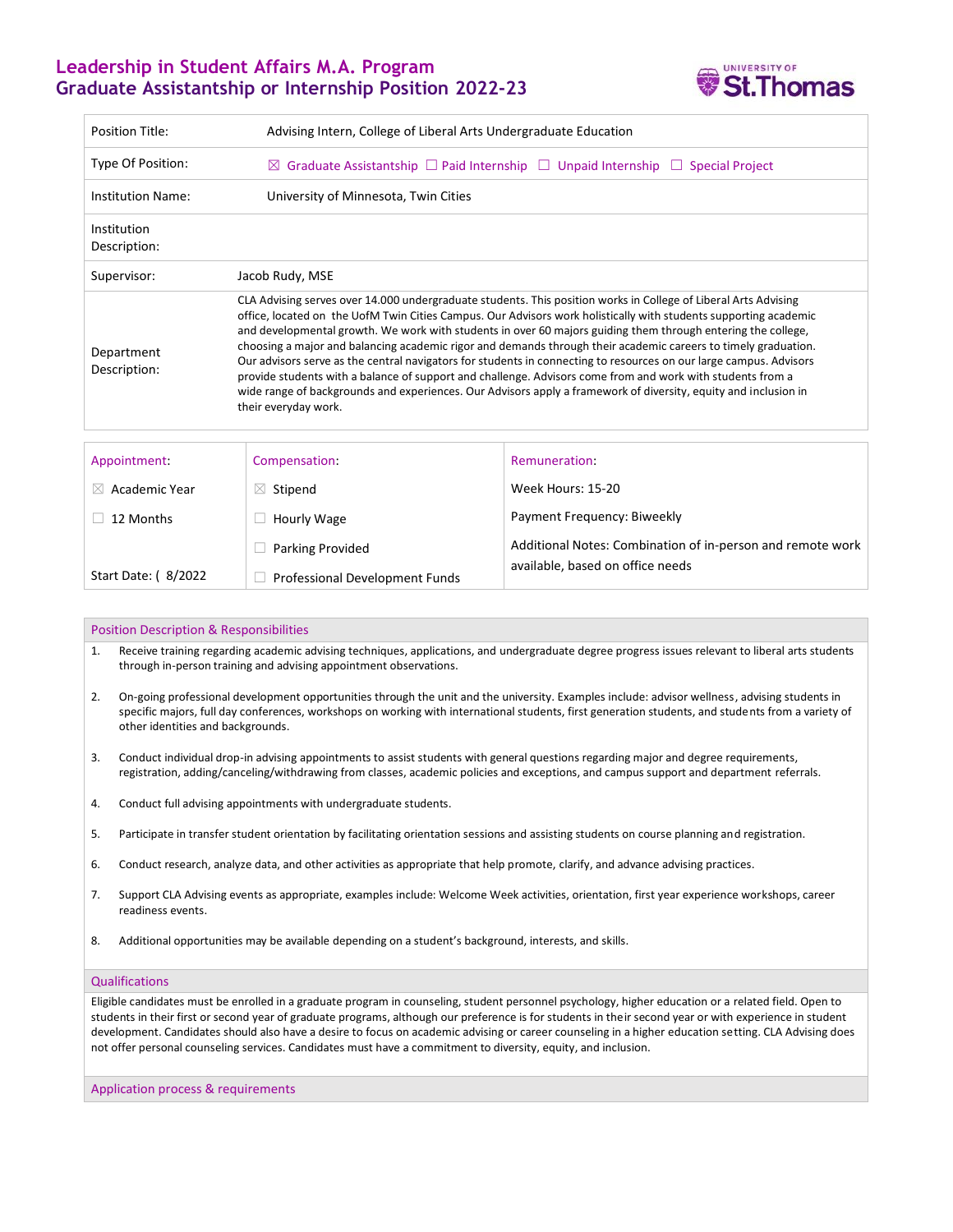# Leadership in Student Affairs M.A. Program
## Graduate Assistantship or Internship Position 2022-23

| | |
|---|---|
| Position Title: | Advising Intern, College of Liberal Arts Undergraduate Education |
| Type Of Position: | ☒ Graduate Assistantship ☐ Paid Internship ☐ Unpaid Internship ☐ Special Project |
| Institution Name: | University of Minnesota, Twin Cities |
| Institution Description: | |
| Supervisor: | Jacob Rudy, MSE |
| Department Description: | CLA Advising serves over 14.000 undergraduate students. This position works in College of Liberal Arts Advising office, located on the UofM Twin Cities Campus. Our Advisors work holistically with students supporting academic and developmental growth. We work with students in over 60 majors guiding them through entering the college, choosing a major and balancing academic rigor and demands through their academic careers to timely graduation. Our advisors serve as the central navigators for students in connecting to resources on our large campus. Advisors provide students with a balance of support and challenge. Advisors come from and work with students from a wide range of backgrounds and experiences. Our Advisors apply a framework of diversity, equity and inclusion in their everyday work. |

| Appointment: | Compensation: | Remuneration: |
|---|---|---|
| ☒ Academic Year | ☒ Stipend | Week Hours: 15-20 |
| ☐ 12 Months | ☐ Hourly Wage | Payment Frequency: Biweekly |
| | ☐ Parking Provided | Additional Notes: Combination of in-person and remote work available, based on office needs |
| Start Date: ( 8/2022 | ☐ Professional Development Funds | |

### Position Description & Responsibilities

1. Receive training regarding academic advising techniques, applications, and undergraduate degree progress issues relevant to liberal arts students through in-person training and advising appointment observations.
2. On-going professional development opportunities through the unit and the university. Examples include: advisor wellness, advising students in specific majors, full day conferences, workshops on working with international students, first generation students, and students from a variety of other identities and backgrounds.
3. Conduct individual drop-in advising appointments to assist students with general questions regarding major and degree requirements, registration, adding/canceling/withdrawing from classes, academic policies and exceptions, and campus support and department referrals.
4. Conduct full advising appointments with undergraduate students.
5. Participate in transfer student orientation by facilitating orientation sessions and assisting students on course planning and registration.
6. Conduct research, analyze data, and other activities as appropriate that help promote, clarify, and advance advising practices.
7. Support CLA Advising events as appropriate, examples include: Welcome Week activities, orientation, first year experience workshops, career readiness events.
8. Additional opportunities may be available depending on a student's background, interests, and skills.

### Qualifications

Eligible candidates must be enrolled in a graduate program in counseling, student personnel psychology, higher education or a related field. Open to students in their first or second year of graduate programs, although our preference is for students in their second year or with experience in student development. Candidates should also have a desire to focus on academic advising or career counseling in a higher education setting. CLA Advising does not offer personal counseling services. Candidates must have a commitment to diversity, equity, and inclusion.

### Application process & requirements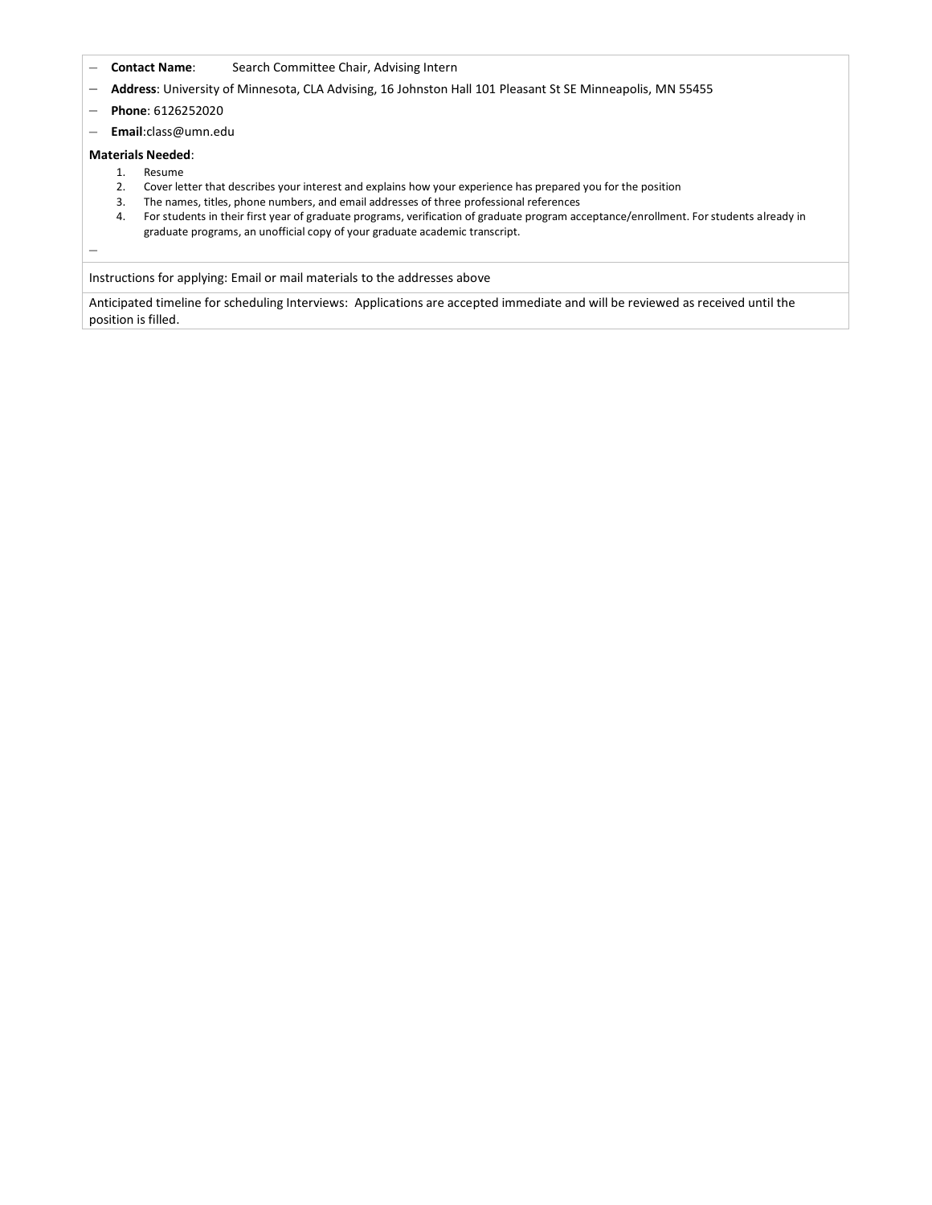- **Contact Name**: Search Committee Chair, Advising Intern
- **Address**: University of Minnesota, CLA Advising, 16 Johnston Hall 101 Pleasant St SE Minneapolis, MN 55455
- **Phone**: 6126252020
- **Email**:class@umn.edu

**Materials Needed**:

1. Resume
2. Cover letter that describes your interest and explains how your experience has prepared you for the position
3. The names, titles, phone numbers, and email addresses of three professional references
4. For students in their first year of graduate programs, verification of graduate program acceptance/enrollment. For students already in graduate programs, an unofficial copy of your graduate academic transcript.

Instructions for applying: Email or mail materials to the addresses above

Anticipated timeline for scheduling Interviews: Applications are accepted immediate and will be reviewed as received until the position is filled.